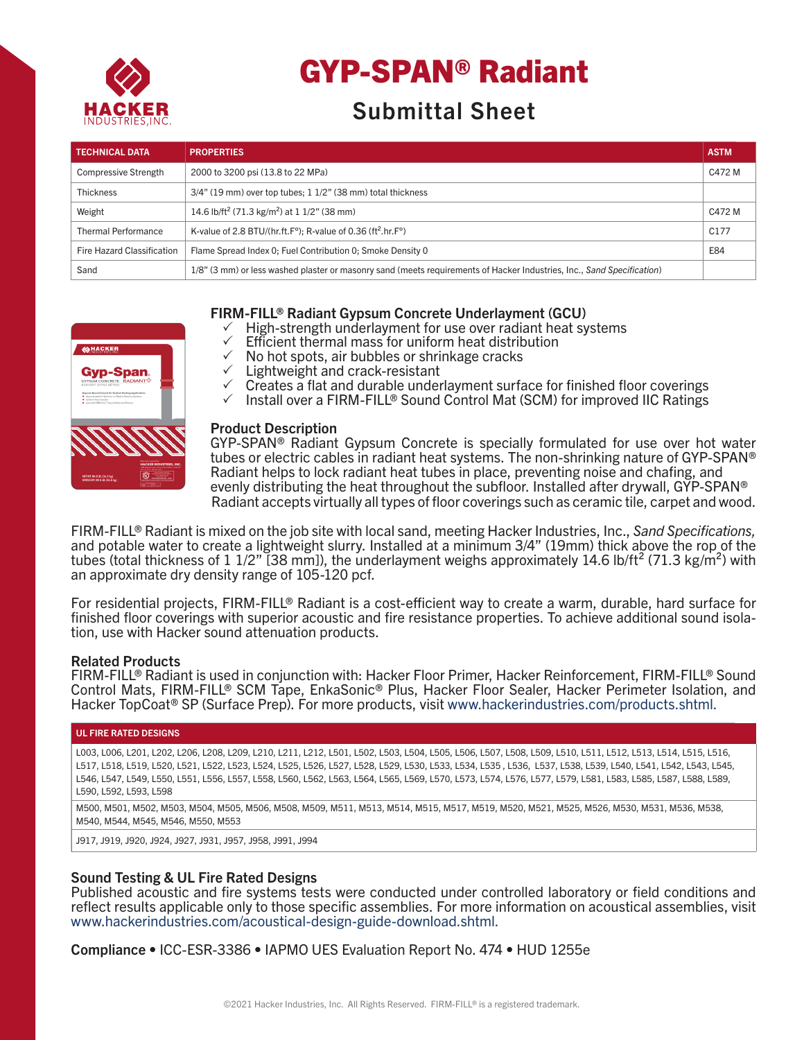HACKER INDUSTRIES, INC.

# GYP-SPAN® Radiant

## Submittal Sheet

| TECHNICAL DATA | PROPERTIES | ASTM |
|---|---|---|
| Compressive Strength | 2000 to 3200 psi (13.8 to 22 MPa) | C472 M |
| Thickness | 3/4" (19 mm) over top tubes; 1 1/2" (38 mm) total thickness | |
| Weight | 14.6 lb/ft² (71.3 kg/m²) at 1 1/2" (38 mm) | C472 M |
| Thermal Performance | K-value of 2.8 BTU/(hr.ft.F°); R-value of 0.36 (ft².hr.F°) | C177 |
| Fire Hazard Classification | Flame Spread Index 0; Fuel Contribution 0; Smoke Density 0 | E84 |
| Sand | 1/8" (3 mm) or less washed plaster or masonry sand (meets requirements of Hacker Industries, Inc., *Sand Specification*) | |

### FIRM-FILL® Radiant Gypsum Concrete Underlayment (GCU)

- ✓ High-strength underlayment for use over radiant heat systems
- ✓ Efficient thermal mass for uniform heat distribution
- ✓ No hot spots, air bubbles or shrinkage cracks
- ✓ Lightweight and crack-resistant
- ✓ Creates a flat and durable underlayment surface for finished floor coverings
- ✓ Install over a FIRM-FILL® Sound Control Mat (SCM) for improved IIC Ratings

### Product Description

GYP-SPAN® Radiant Gypsum Concrete is specially formulated for use over hot water tubes or electric cables in radiant heat systems. The non-shrinking nature of GYP-SPAN® Radiant helps to lock radiant heat tubes in place, preventing noise and chafing, and evenly distributing the heat throughout the subfloor. Installed after drywall, GYP-SPAN® Radiant accepts virtually all types of floor coverings such as ceramic tile, carpet and wood.

FIRM-FILL® Radiant is mixed on the job site with local sand, meeting Hacker Industries, Inc., *Sand Specifications,* and potable water to create a lightweight slurry. Installed at a minimum 3/4" (19mm) thick above the rop of the tubes (total thickness of 1 1/2" [38 mm]), the underlayment weighs approximately 14.6 lb/ft² (71.3 kg/m²) with an approximate dry density range of 105-120 pcf.

For residential projects, FIRM-FILL® Radiant is a cost-efficient way to create a warm, durable, hard surface for finished floor coverings with superior acoustic and fire resistance properties. To achieve additional sound isolation, use with Hacker sound attenuation products.

### Related Products

FIRM-FILL® Radiant is used in conjunction with: Hacker Floor Primer, Hacker Reinforcement, FIRM-FILL® Sound Control Mats, FIRM-FILL® SCM Tape, EnkaSonic® Plus, Hacker Floor Sealer, Hacker Perimeter Isolation, and Hacker TopCoat® SP (Surface Prep). For more products, visit www.hackerindustries.com/products.shtml.

| UL FIRE RATED DESIGNS |
|---|
| L003, L006, L201, L202, L206, L208, L209, L210, L211, L212, L501, L502, L503, L504, L505, L506, L507, L508, L509, L510, L511, L512, L513, L514, L515, L516, L517, L518, L519, L520, L521, L522, L523, L524, L525, L526, L527, L528, L529, L530, L533, L534, L535 , L536, L537, L538, L539, L540, L541, L542, L543, L545, L546, L547, L549, L550, L551, L556, L557, L558, L560, L562, L563, L564, L565, L569, L570, L573, L574, L576, L577, L579, L581, L583, L585, L587, L588, L589, L590, L592, L593, L598 |
| M500, M501, M502, M503, M504, M505, M506, M508, M509, M511, M513, M514, M515, M517, M519, M520, M521, M525, M526, M530, M531, M536, M538, M540, M544, M545, M546, M550, M553 |
| J917, J919, J920, J924, J927, J931, J957, J958, J991, J994 |

### Sound Testing & UL Fire Rated Designs

Published acoustic and fire systems tests were conducted under controlled laboratory or field conditions and reflect results applicable only to those specific assemblies. For more information on acoustical assemblies, visit www.hackerindustries.com/acoustical-design-guide-download.shtml.

**Compliance** • ICC-ESR-3386 • IAPMO UES Evaluation Report No. 474 • HUD 1255e

©2021 Hacker Industries, Inc. All Rights Reserved. FIRM-FILL® is a registered trademark.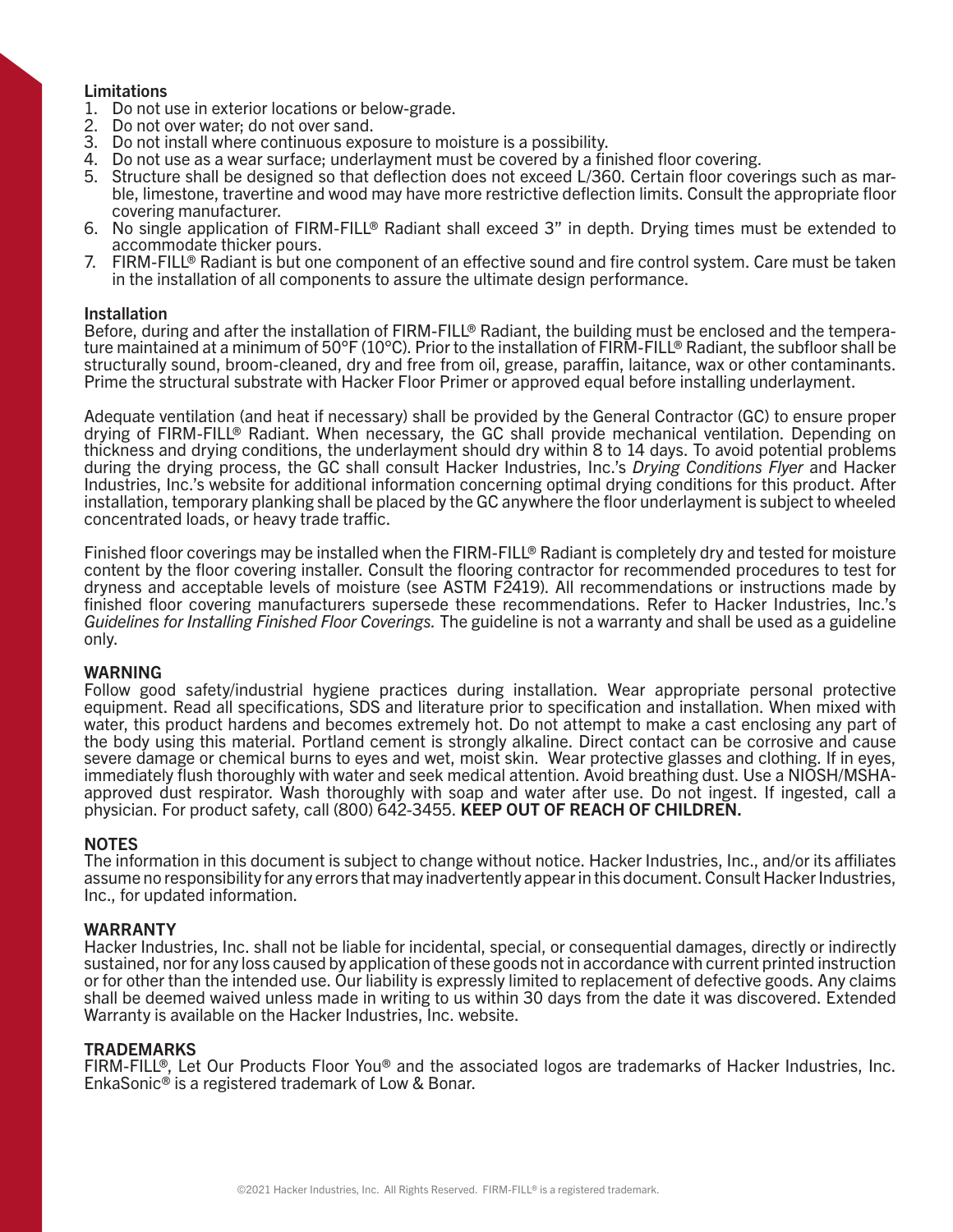## Limitations

1. Do not use in exterior locations or below-grade.
2. Do not over water; do not over sand.
3. Do not install where continuous exposure to moisture is a possibility.
4. Do not use as a wear surface; underlayment must be covered by a finished floor covering.
5. Structure shall be designed so that deflection does not exceed L/360. Certain floor coverings such as marble, limestone, travertine and wood may have more restrictive deflection limits. Consult the appropriate floor covering manufacturer.
6. No single application of FIRM-FILL® Radiant shall exceed 3" in depth. Drying times must be extended to accommodate thicker pours.
7. FIRM-FILL® Radiant is but one component of an effective sound and fire control system. Care must be taken in the installation of all components to assure the ultimate design performance.

## Installation

Before, during and after the installation of FIRM-FILL® Radiant, the building must be enclosed and the temperature maintained at a minimum of 50°F (10°C). Prior to the installation of FIRM-FILL® Radiant, the subfloor shall be structurally sound, broom-cleaned, dry and free from oil, grease, paraffin, laitance, wax or other contaminants. Prime the structural substrate with Hacker Floor Primer or approved equal before installing underlayment.

Adequate ventilation (and heat if necessary) shall be provided by the General Contractor (GC) to ensure proper drying of FIRM-FILL® Radiant. When necessary, the GC shall provide mechanical ventilation. Depending on thickness and drying conditions, the underlayment should dry within 8 to 14 days. To avoid potential problems during the drying process, the GC shall consult Hacker Industries, Inc.'s *Drying Conditions Flyer* and Hacker Industries, Inc.'s website for additional information concerning optimal drying conditions for this product. After installation, temporary planking shall be placed by the GC anywhere the floor underlayment is subject to wheeled concentrated loads, or heavy trade traffic.

Finished floor coverings may be installed when the FIRM-FILL® Radiant is completely dry and tested for moisture content by the floor covering installer. Consult the flooring contractor for recommended procedures to test for dryness and acceptable levels of moisture (see ASTM F2419). All recommendations or instructions made by finished floor covering manufacturers supersede these recommendations. Refer to Hacker Industries, Inc.'s *Guidelines for Installing Finished Floor Coverings.* The guideline is not a warranty and shall be used as a guideline only.

## WARNING

Follow good safety/industrial hygiene practices during installation. Wear appropriate personal protective equipment. Read all specifications, SDS and literature prior to specification and installation. When mixed with water, this product hardens and becomes extremely hot. Do not attempt to make a cast enclosing any part of the body using this material. Portland cement is strongly alkaline. Direct contact can be corrosive and cause severe damage or chemical burns to eyes and wet, moist skin. Wear protective glasses and clothing. If in eyes, immediately flush thoroughly with water and seek medical attention. Avoid breathing dust. Use a NIOSH/MSHA-approved dust respirator. Wash thoroughly with soap and water after use. Do not ingest. If ingested, call a physician. For product safety, call (800) 642-3455. **KEEP OUT OF REACH OF CHILDREN.**

## NOTES

The information in this document is subject to change without notice. Hacker Industries, Inc., and/or its affiliates assume no responsibility for any errors that may inadvertently appear in this document. Consult Hacker Industries, Inc., for updated information.

## WARRANTY

Hacker Industries, Inc. shall not be liable for incidental, special, or consequential damages, directly or indirectly sustained, nor for any loss caused by application of these goods not in accordance with current printed instruction or for other than the intended use. Our liability is expressly limited to replacement of defective goods. Any claims shall be deemed waived unless made in writing to us within 30 days from the date it was discovered. Extended Warranty is available on the Hacker Industries, Inc. website.

## TRADEMARKS

FIRM-FILL®, Let Our Products Floor You® and the associated logos are trademarks of Hacker Industries, Inc. EnkaSonic® is a registered trademark of Low & Bonar.

©2021 Hacker Industries, Inc. All Rights Reserved. FIRM-FILL® is a registered trademark.